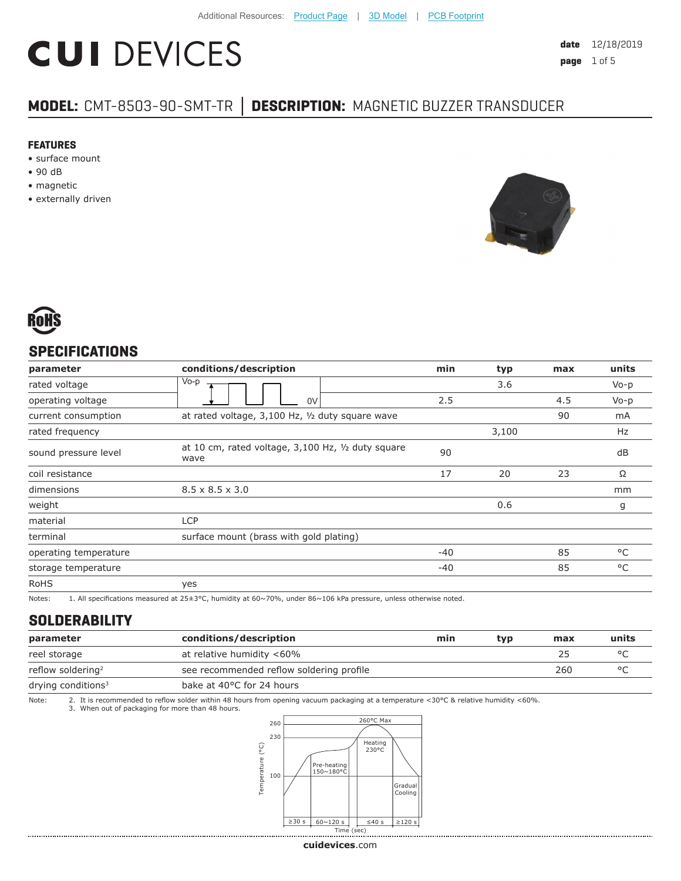Additional Resources: Product Page | 3D Model | PCB Footprint

# CUI DEVICES

**date** 12/18/2019
**page** 1 of 5

## MODEL: CMT-8503-90-SMT-TR | DESCRIPTION: MAGNETIC BUZZER TRANSDUCER

### FEATURES
- surface mount
- 90 dB
- magnetic
- externally driven

RoHS

## SPECIFICATIONS

| parameter | conditions/description | min | typ | max | units |
|---|---|---|---|---|---|
| rated voltage | Vo-p (square wave, 0V) | | 3.6 | | Vo-p |
| operating voltage | | 2.5 | | 4.5 | Vo-p |
| current consumption | at rated voltage, 3,100 Hz, ½ duty square wave | | | 90 | mA |
| rated frequency | | | 3,100 | | Hz |
| sound pressure level | at 10 cm, rated voltage, 3,100 Hz, ½ duty square wave | 90 | | | dB |
| coil resistance | | 17 | 20 | 23 | Ω |
| dimensions | 8.5 x 8.5 x 3.0 | | | | mm |
| weight | | | 0.6 | | g |
| material | LCP | | | | |
| terminal | surface mount (brass with gold plating) | | | | |
| operating temperature | | -40 | | 85 | °C |
| storage temperature | | -40 | | 85 | °C |
| RoHS | yes | | | | |

Notes: 1. All specifications measured at 25±3°C, humidity at 60~70%, under 86~106 kPa pressure, unless otherwise noted.

## SOLDERABILITY

| parameter | conditions/description | min | typ | max | units |
|---|---|---|---|---|---|
| reel storage | at relative humidity <60% | | | 25 | °C |
| reflow soldering[2] | see recommended reflow soldering profile | | | 260 | °C |
| drying conditions[3] | bake at 40°C for 24 hours | | | | |

Note: 2. It is recommended to reflow solder within 48 hours from opening vacuum packaging at a temperature <30°C & relative humidity <60%.
3. When out of packaging for more than 48 hours.

Temperature (°C): 260, 230, 100 — 260°C Max; Pre-heating 150~180°C; Heating 230°C; Gradual Cooling
Time (sec): ≥30 s | 60~120 s | ≤40 s | ≥120 s

cuidevices.com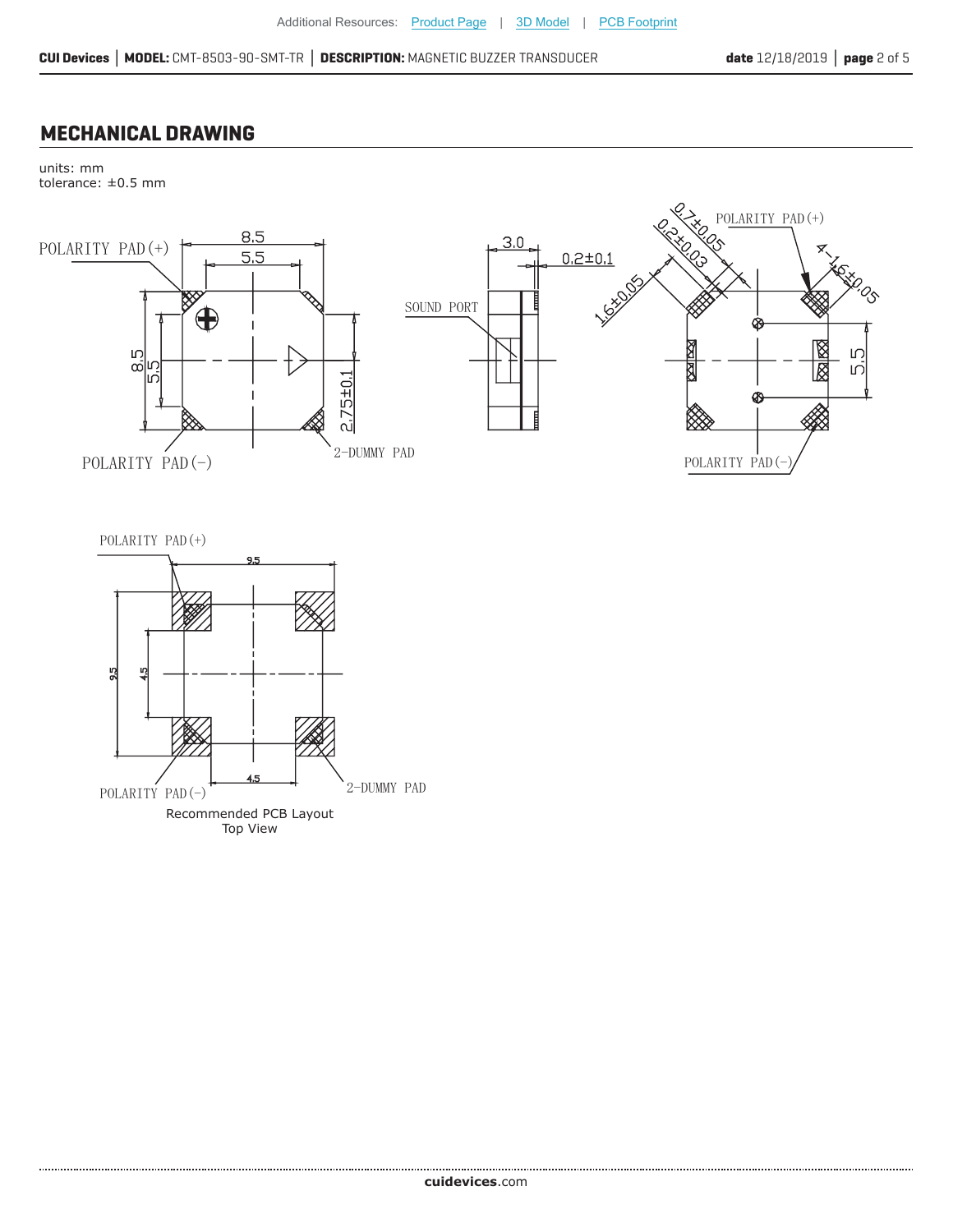## MECHANICAL DRAWING

units: mm
tolerance: ±0.5 mm

POLARITY PAD(+)

8.5

5.5

8.5

5.5

2.75±0.1

POLARITY PAD(−)

2-DUMMY PAD

3.0

0.2±0.1

SOUND PORT

0.7±0.05

0.2±0.03

1.6±0.05

POLARITY PAD(+)

4-1.6±0.05

5.5

POLARITY PAD(−)

POLARITY PAD(+)

9.5

9.5

4.5

4.5

POLARITY PAD(−)

2-DUMMY PAD

Recommended PCB Layout
Top View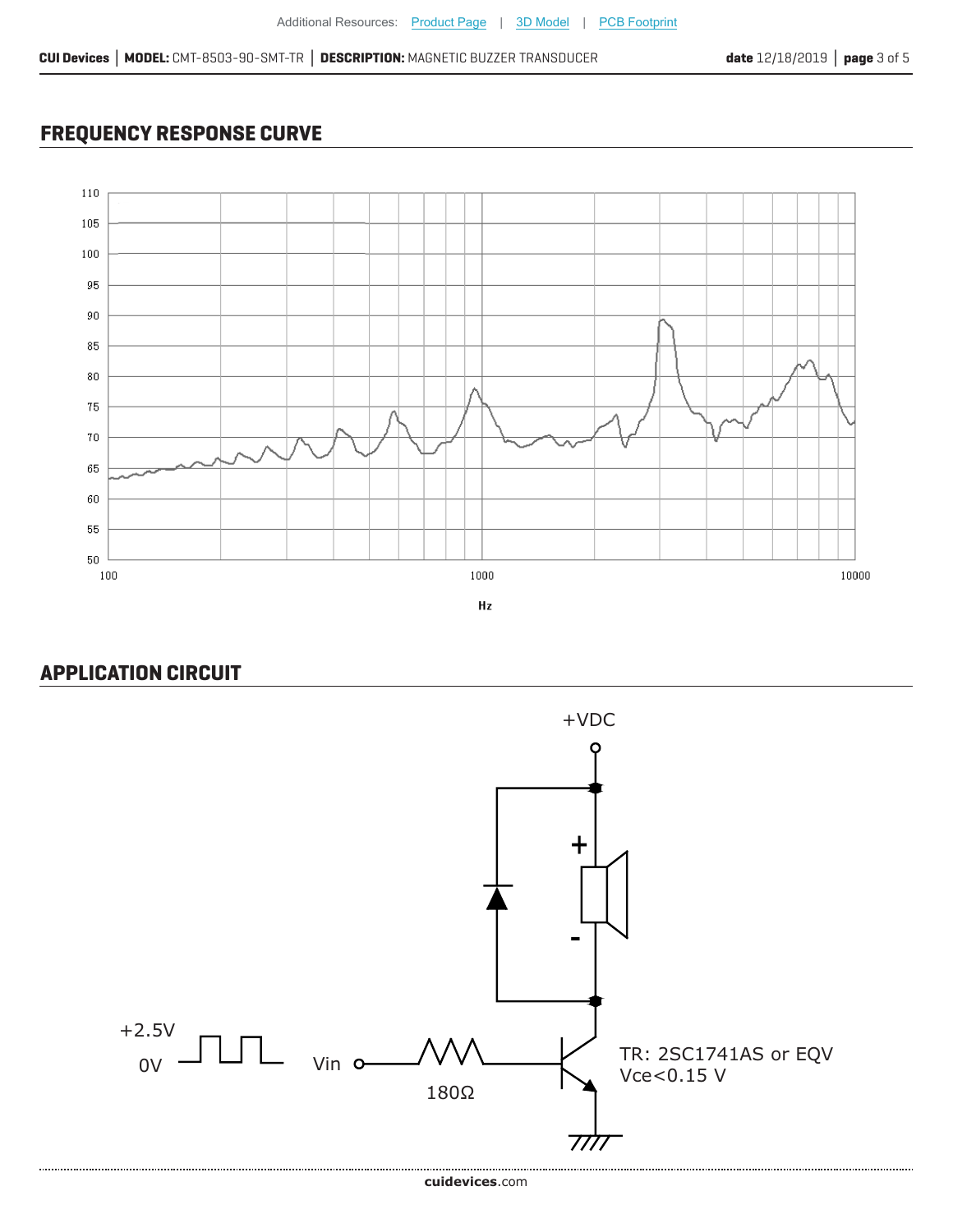## FREQUENCY RESPONSE CURVE

## APPLICATION CIRCUIT

+VDC

+2.5V

0V

Vin

180Ω

TR: 2SC1741AS or EQV
Vce<0.15 V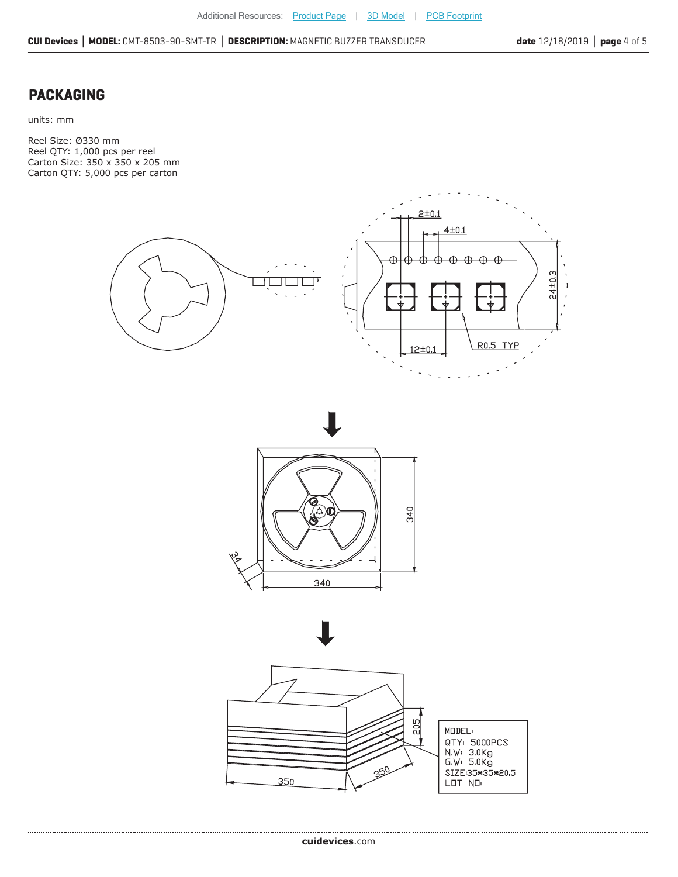## PACKAGING

units: mm

Reel Size: Ø330 mm
Reel QTY: 1,000 pcs per reel
Carton Size: 350 x 350 x 205 mm
Carton QTY: 5,000 pcs per carton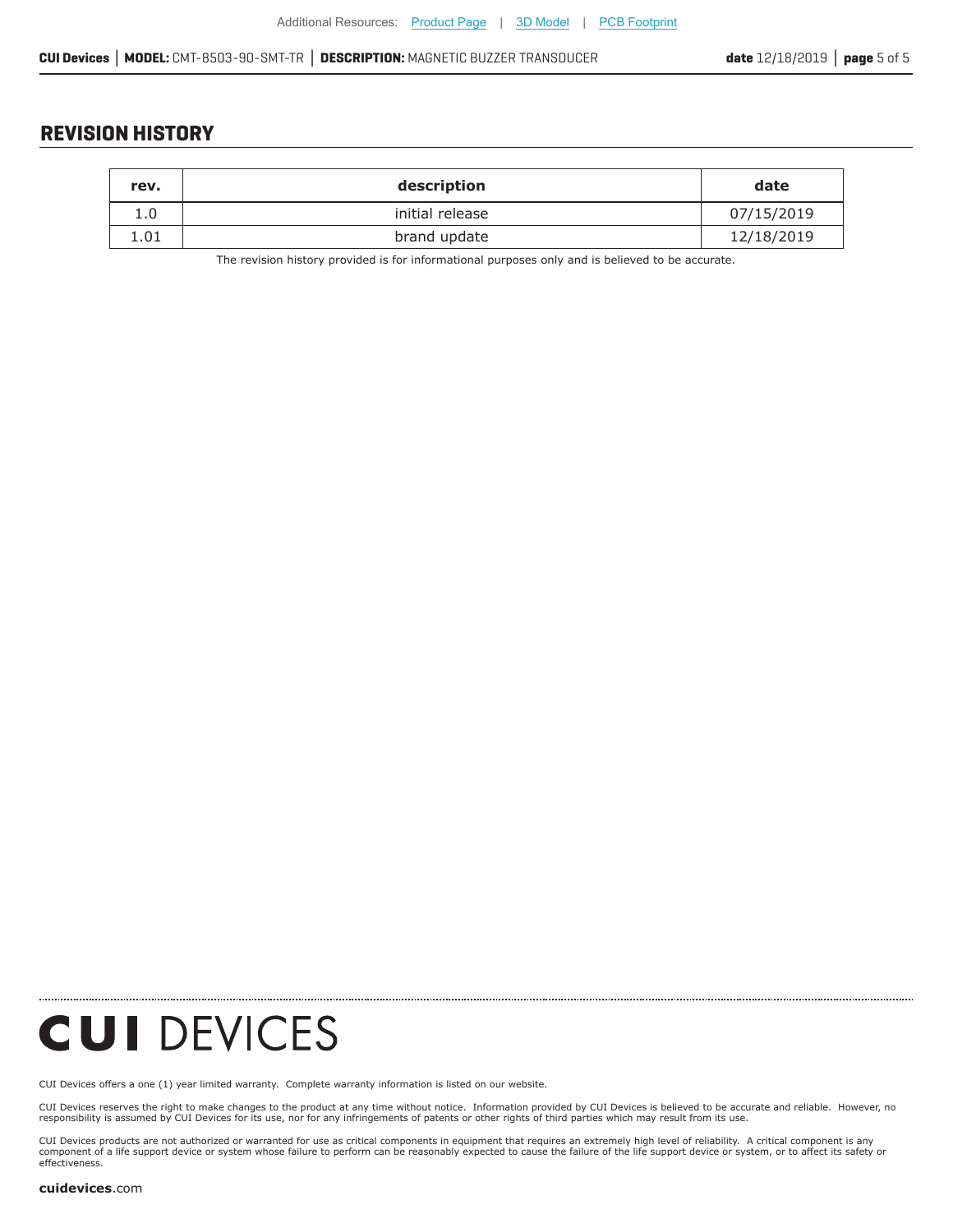## REVISION HISTORY

| rev. | description | date |
| --- | --- | --- |
| 1.0 | initial release | 07/15/2019 |
| 1.01 | brand update | 12/18/2019 |

The revision history provided is for informational purposes only and is believed to be accurate.

**CUI** DEVICES

CUI Devices offers a one (1) year limited warranty. Complete warranty information is listed on our website.

CUI Devices reserves the right to make changes to the product at any time without notice. Information provided by CUI Devices is believed to be accurate and reliable. However, no responsibility is assumed by CUI Devices for its use, nor for any infringements of patents or other rights of third parties which may result from its use.

CUI Devices products are not authorized or warranted for use as critical components in equipment that requires an extremely high level of reliability. A critical component is any component of a life support device or system whose failure to perform can be reasonably expected to cause the failure of the life support device or system, or to affect its safety or effectiveness.

**cuidevices**.com